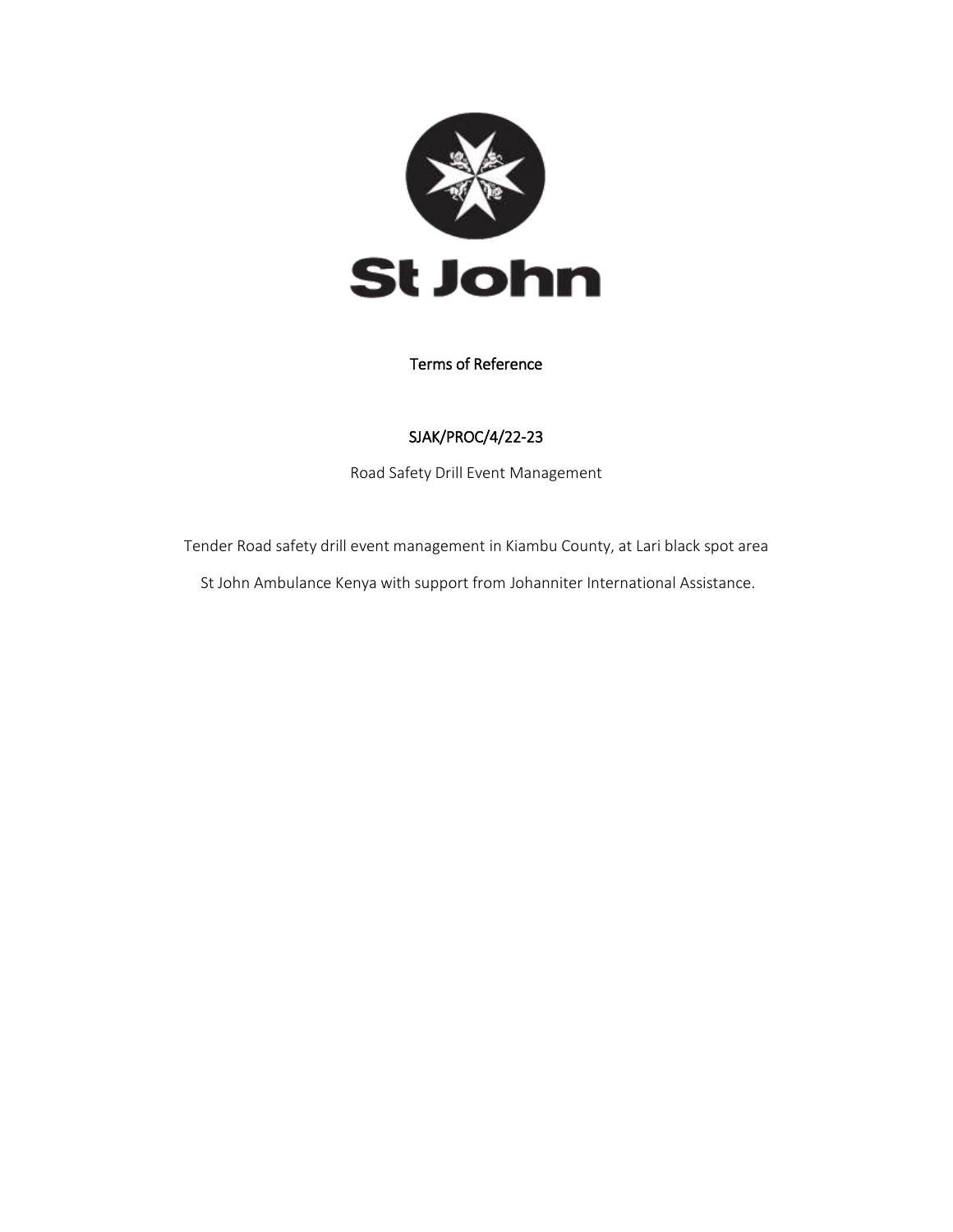St John

Terms of Reference

SJAK/PROC/4/22-23

Road Safety Drill Event Management

Tender Road safety drill event management in Kiambu County, at Lari black spot area

St John Ambulance Kenya with support from Johanniter International Assistance.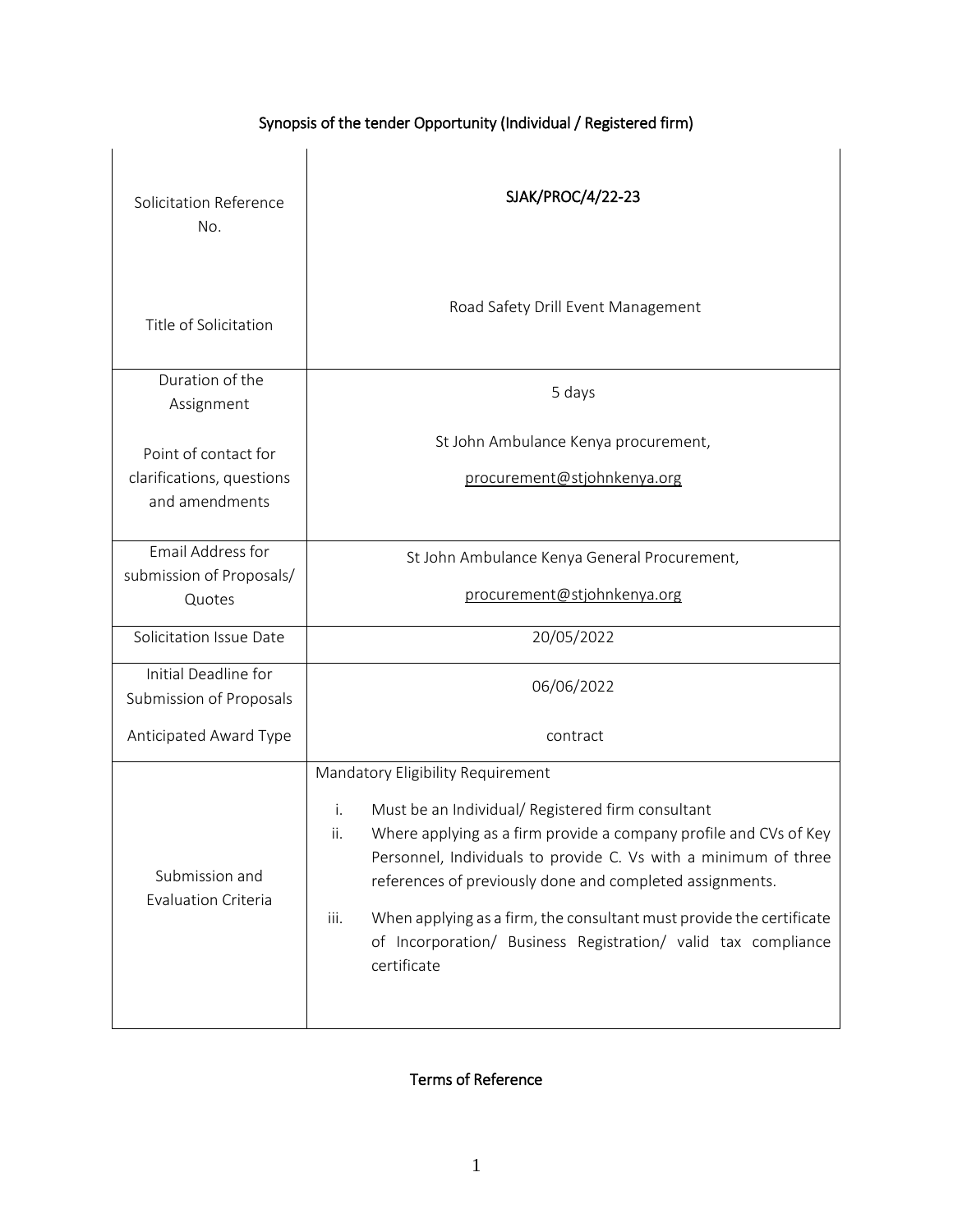## Synopsis of the tender Opportunity (Individual / Registered firm)

| | |
|---|---|
| Solicitation Reference No. | SJAK/PROC/4/22-23 |
| Title of Solicitation | Road Safety Drill Event Management |
| Duration of the Assignment | 5 days |
| Point of contact for clarifications, questions and amendments | St John Ambulance Kenya procurement, procurement@stjohnkenya.org |
| Email Address for submission of Proposals/ Quotes | St John Ambulance Kenya General Procurement, procurement@stjohnkenya.org |
| Solicitation Issue Date | 20/05/2022 |
| Initial Deadline for Submission of Proposals | 06/06/2022 |
| Anticipated Award Type | contract |
| Submission and Evaluation Criteria | Mandatory Eligibility Requirement<br><br>i. Must be an Individual/ Registered firm consultant<br>ii. Where applying as a firm provide a company profile and CVs of Key Personnel, Individuals to provide C. Vs with a minimum of three references of previously done and completed assignments.<br>iii. When applying as a firm, the consultant must provide the certificate of Incorporation/ Business Registration/ valid tax compliance certificate |

## Terms of Reference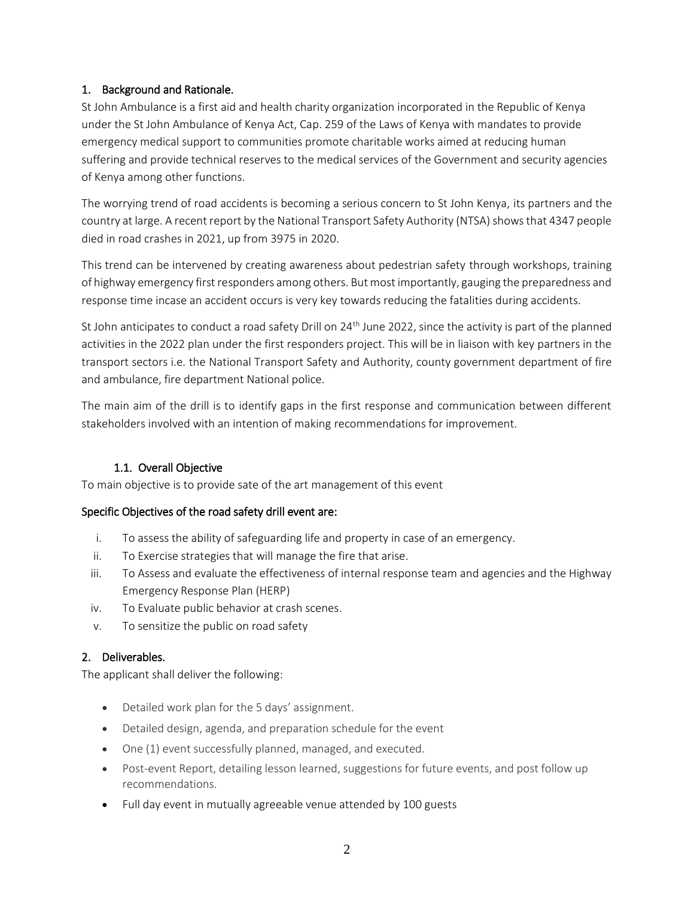## 1. Background and Rationale.

St John Ambulance is a first aid and health charity organization incorporated in the Republic of Kenya under the St John Ambulance of Kenya Act, Cap. 259 of the Laws of Kenya with mandates to provide emergency medical support to communities promote charitable works aimed at reducing human suffering and provide technical reserves to the medical services of the Government and security agencies of Kenya among other functions.

The worrying trend of road accidents is becoming a serious concern to St John Kenya, its partners and the country at large. A recent report by the National Transport Safety Authority (NTSA) shows that 4347 people died in road crashes in 2021, up from 3975 in 2020.

This trend can be intervened by creating awareness about pedestrian safety through workshops, training of highway emergency first responders among others. But most importantly, gauging the preparedness and response time incase an accident occurs is very key towards reducing the fatalities during accidents.

St John anticipates to conduct a road safety Drill on 24th June 2022, since the activity is part of the planned activities in the 2022 plan under the first responders project. This will be in liaison with key partners in the transport sectors i.e. the National Transport Safety and Authority, county government department of fire and ambulance, fire department National police.

The main aim of the drill is to identify gaps in the first response and communication between different stakeholders involved with an intention of making recommendations for improvement.

### 1.1. Overall Objective

To main objective is to provide sate of the art management of this event

### Specific Objectives of the road safety drill event are:

i. To assess the ability of safeguarding life and property in case of an emergency.
ii. To Exercise strategies that will manage the fire that arise.
iii. To Assess and evaluate the effectiveness of internal response team and agencies and the Highway Emergency Response Plan (HERP)
iv. To Evaluate public behavior at crash scenes.
v. To sensitize the public on road safety

## 2. Deliverables.

The applicant shall deliver the following:

- Detailed work plan for the 5 days' assignment.
- Detailed design, agenda, and preparation schedule for the event
- One (1) event successfully planned, managed, and executed.
- Post-event Report, detailing lesson learned, suggestions for future events, and post follow up recommendations.
- Full day event in mutually agreeable venue attended by 100 guests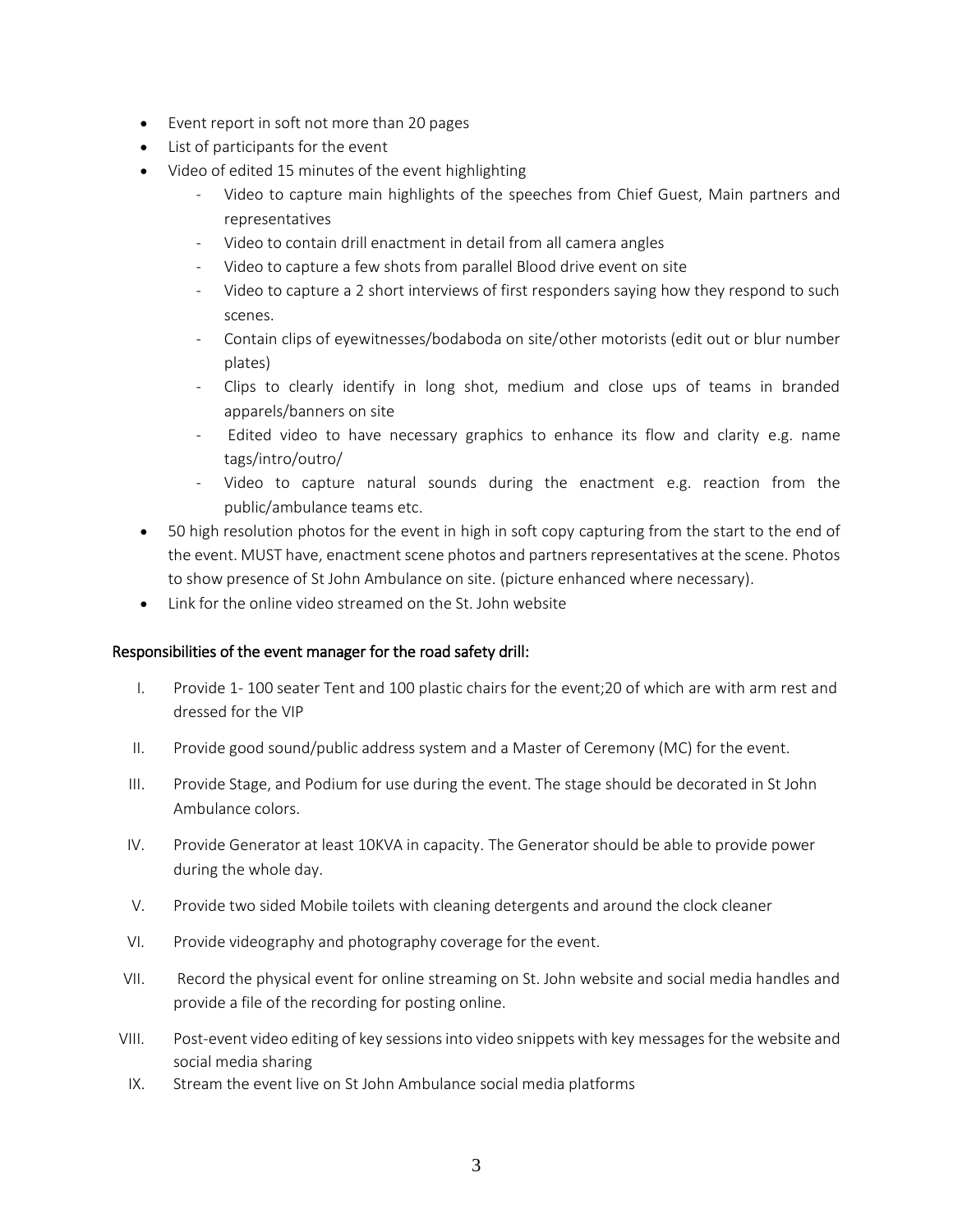- Event report in soft not more than 20 pages
- List of participants for the event
- Video of edited 15 minutes of the event highlighting
  - Video to capture main highlights of the speeches from Chief Guest, Main partners and representatives
  - Video to contain drill enactment in detail from all camera angles
  - Video to capture a few shots from parallel Blood drive event on site
  - Video to capture a 2 short interviews of first responders saying how they respond to such scenes.
  - Contain clips of eyewitnesses/bodaboda on site/other motorists (edit out or blur number plates)
  - Clips to clearly identify in long shot, medium and close ups of teams in branded apparels/banners on site
  - Edited video to have necessary graphics to enhance its flow and clarity e.g. name tags/intro/outro/
  - Video to capture natural sounds during the enactment e.g. reaction from the public/ambulance teams etc.
- 50 high resolution photos for the event in high in soft copy capturing from the start to the end of the event. MUST have, enactment scene photos and partners representatives at the scene. Photos to show presence of St John Ambulance on site. (picture enhanced where necessary).
- Link for the online video streamed on the St. John website

### Responsibilities of the event manager for the road safety drill:

I. Provide 1- 100 seater Tent and 100 plastic chairs for the event;20 of which are with arm rest and dressed for the VIP

II. Provide good sound/public address system and a Master of Ceremony (MC) for the event.

III. Provide Stage, and Podium for use during the event. The stage should be decorated in St John Ambulance colors.

IV. Provide Generator at least 10KVA in capacity. The Generator should be able to provide power during the whole day.

V. Provide two sided Mobile toilets with cleaning detergents and around the clock cleaner

VI. Provide videography and photography coverage for the event.

VII. Record the physical event for online streaming on St. John website and social media handles and provide a file of the recording for posting online.

VIII. Post-event video editing of key sessions into video snippets with key messages for the website and social media sharing

IX. Stream the event live on St John Ambulance social media platforms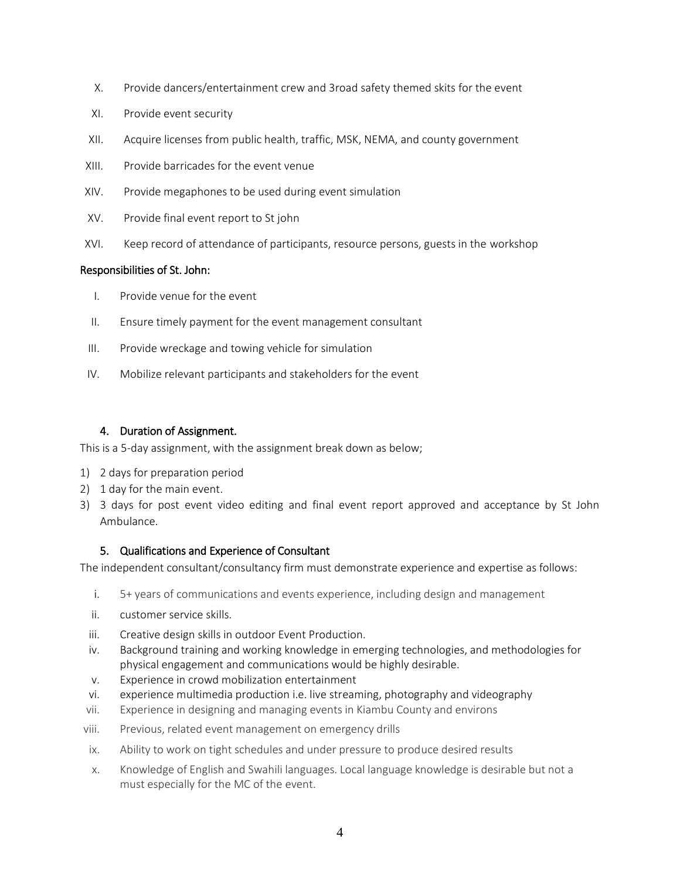X. Provide dancers/entertainment crew and 3road safety themed skits for the event

XI. Provide event security

XII. Acquire licenses from public health, traffic, MSK, NEMA, and county government

XIII. Provide barricades for the event venue

XIV. Provide megaphones to be used during event simulation

XV. Provide final event report to St john

XVI. Keep record of attendance of participants, resource persons, guests in the workshop

### Responsibilities of St. John:

I. Provide venue for the event

II. Ensure timely payment for the event management consultant

III. Provide wreckage and towing vehicle for simulation

IV. Mobilize relevant participants and stakeholders for the event

### 4. Duration of Assignment.

This is a 5-day assignment, with the assignment break down as below;

1) 2 days for preparation period
2) 1 day for the main event.
3) 3 days for post event video editing and final event report approved and acceptance by St John Ambulance.

### 5. Qualifications and Experience of Consultant

The independent consultant/consultancy firm must demonstrate experience and expertise as follows:

i. 5+ years of communications and events experience, including design and management

ii. customer service skills.

iii. Creative design skills in outdoor Event Production.

iv. Background training and working knowledge in emerging technologies, and methodologies for physical engagement and communications would be highly desirable.

v. Experience in crowd mobilization entertainment

vi. experience multimedia production i.e. live streaming, photography and videography

vii. Experience in designing and managing events in Kiambu County and environs

viii. Previous, related event management on emergency drills

ix. Ability to work on tight schedules and under pressure to produce desired results

x. Knowledge of English and Swahili languages. Local language knowledge is desirable but not a must especially for the MC of the event.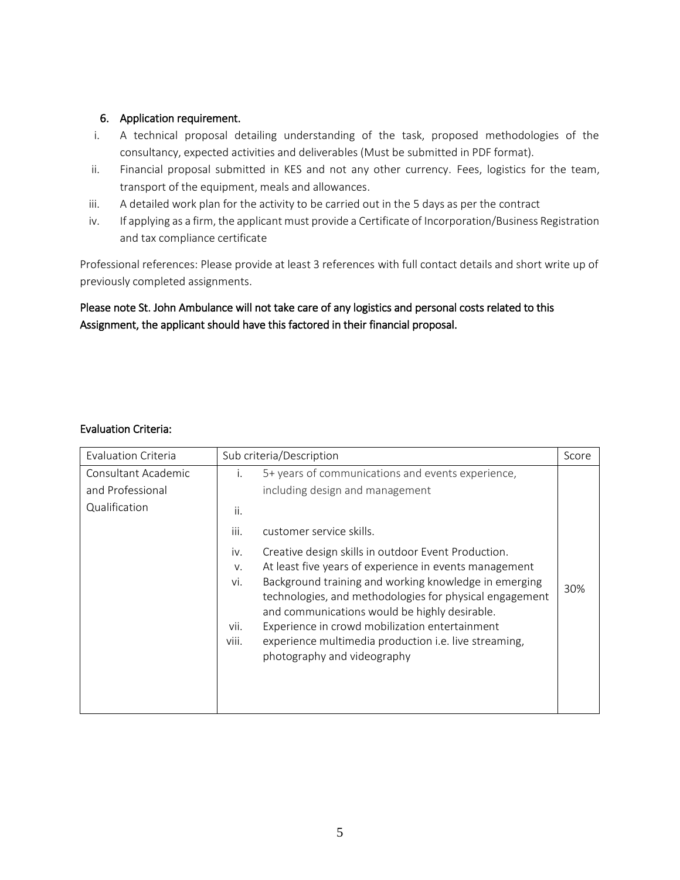## 6. Application requirement.

i. A technical proposal detailing understanding of the task, proposed methodologies of the consultancy, expected activities and deliverables (Must be submitted in PDF format).
ii. Financial proposal submitted in KES and not any other currency. Fees, logistics for the team, transport of the equipment, meals and allowances.
iii. A detailed work plan for the activity to be carried out in the 5 days as per the contract
iv. If applying as a firm, the applicant must provide a Certificate of Incorporation/Business Registration and tax compliance certificate

Professional references: Please provide at least 3 references with full contact details and short write up of previously completed assignments.

**Please note St. John Ambulance will not take care of any logistics and personal costs related to this Assignment, the applicant should have this factored in their financial proposal.**

### Evaluation Criteria:

| Evaluation Criteria | Sub criteria/Description | Score |
|---|---|---|
| Consultant Academic and Professional Qualification | i. 5+ years of communications and events experience, including design and management<br>ii.<br>iii. customer service skills.<br>iv. Creative design skills in outdoor Event Production.<br>v. At least five years of experience in events management<br>vi. Background training and working knowledge in emerging technologies, and methodologies for physical engagement and communications would be highly desirable.<br>vii. Experience in crowd mobilization entertainment<br>viii. experience multimedia production i.e. live streaming, photography and videography | 30% |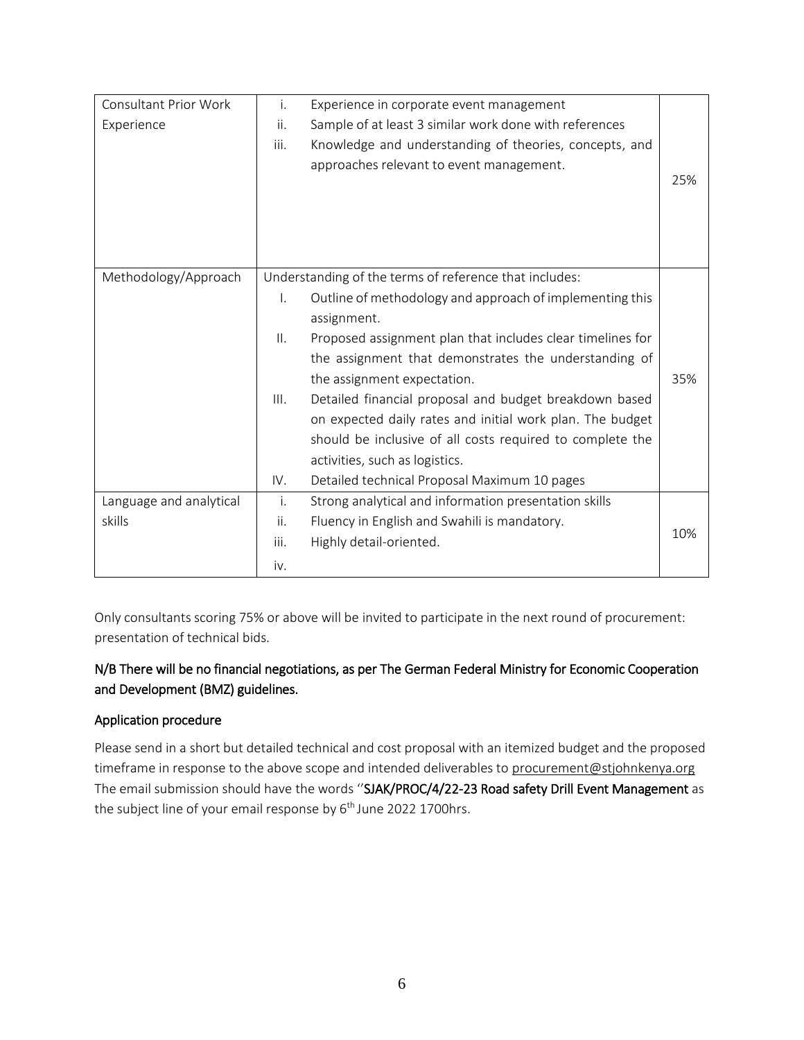| | | |
|---|---|---|
| Consultant Prior Work Experience | i. Experience in corporate event management<br>ii. Sample of at least 3 similar work done with references<br>iii. Knowledge and understanding of theories, concepts, and approaches relevant to event management. | 25% |
| Methodology/Approach | Understanding of the terms of reference that includes:<br>I. Outline of methodology and approach of implementing this assignment.<br>II. Proposed assignment plan that includes clear timelines for the assignment that demonstrates the understanding of the assignment expectation.<br>III. Detailed financial proposal and budget breakdown based on expected daily rates and initial work plan. The budget should be inclusive of all costs required to complete the activities, such as logistics.<br>IV. Detailed technical Proposal Maximum 10 pages | 35% |
| Language and analytical skills | i. Strong analytical and information presentation skills<br>ii. Fluency in English and Swahili is mandatory.<br>iii. Highly detail-oriented.<br>iv. | 10% |

Only consultants scoring 75% or above will be invited to participate in the next round of procurement: presentation of technical bids.

**N/B There will be no financial negotiations, as per The German Federal Ministry for Economic Cooperation and Development (BMZ) guidelines.**

## Application procedure

Please send in a short but detailed technical and cost proposal with an itemized budget and the proposed timeframe in response to the above scope and intended deliverables to procurement@stjohnkenya.org The email submission should have the words ''**SJAK/PROC/4/22-23 Road safety Drill Event Management** as the subject line of your email response by 6th June 2022 1700hrs.